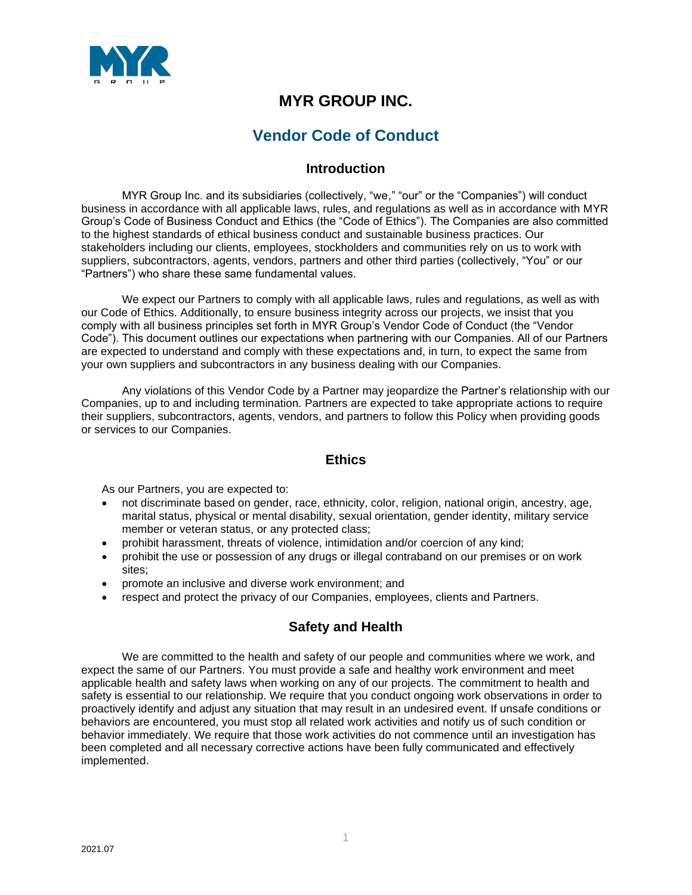# MYR GROUP INC.

## Vendor Code of Conduct

### Introduction

MYR Group Inc. and its subsidiaries (collectively, "we," "our" or the "Companies") will conduct business in accordance with all applicable laws, rules, and regulations as well as in accordance with MYR Group's Code of Business Conduct and Ethics (the "Code of Ethics"). The Companies are also committed to the highest standards of ethical business conduct and sustainable business practices. Our stakeholders including our clients, employees, stockholders and communities rely on us to work with suppliers, subcontractors, agents, vendors, partners and other third parties (collectively, "You" or our "Partners") who share these same fundamental values.

We expect our Partners to comply with all applicable laws, rules and regulations, as well as with our Code of Ethics. Additionally, to ensure business integrity across our projects, we insist that you comply with all business principles set forth in MYR Group's Vendor Code of Conduct (the "Vendor Code"). This document outlines our expectations when partnering with our Companies. All of our Partners are expected to understand and comply with these expectations and, in turn, to expect the same from your own suppliers and subcontractors in any business dealing with our Companies.

Any violations of this Vendor Code by a Partner may jeopardize the Partner's relationship with our Companies, up to and including termination. Partners are expected to take appropriate actions to require their suppliers, subcontractors, agents, vendors, and partners to follow this Policy when providing goods or services to our Companies.

### Ethics

As our Partners, you are expected to:

- not discriminate based on gender, race, ethnicity, color, religion, national origin, ancestry, age, marital status, physical or mental disability, sexual orientation, gender identity, military service member or veteran status, or any protected class;
- prohibit harassment, threats of violence, intimidation and/or coercion of any kind;
- prohibit the use or possession of any drugs or illegal contraband on our premises or on work sites;
- promote an inclusive and diverse work environment; and
- respect and protect the privacy of our Companies, employees, clients and Partners.

### Safety and Health

We are committed to the health and safety of our people and communities where we work, and expect the same of our Partners. You must provide a safe and healthy work environment and meet applicable health and safety laws when working on any of our projects. The commitment to health and safety is essential to our relationship. We require that you conduct ongoing work observations in order to proactively identify and adjust any situation that may result in an undesired event. If unsafe conditions or behaviors are encountered, you must stop all related work activities and notify us of such condition or behavior immediately. We require that those work activities do not commence until an investigation has been completed and all necessary corrective actions have been fully communicated and effectively implemented.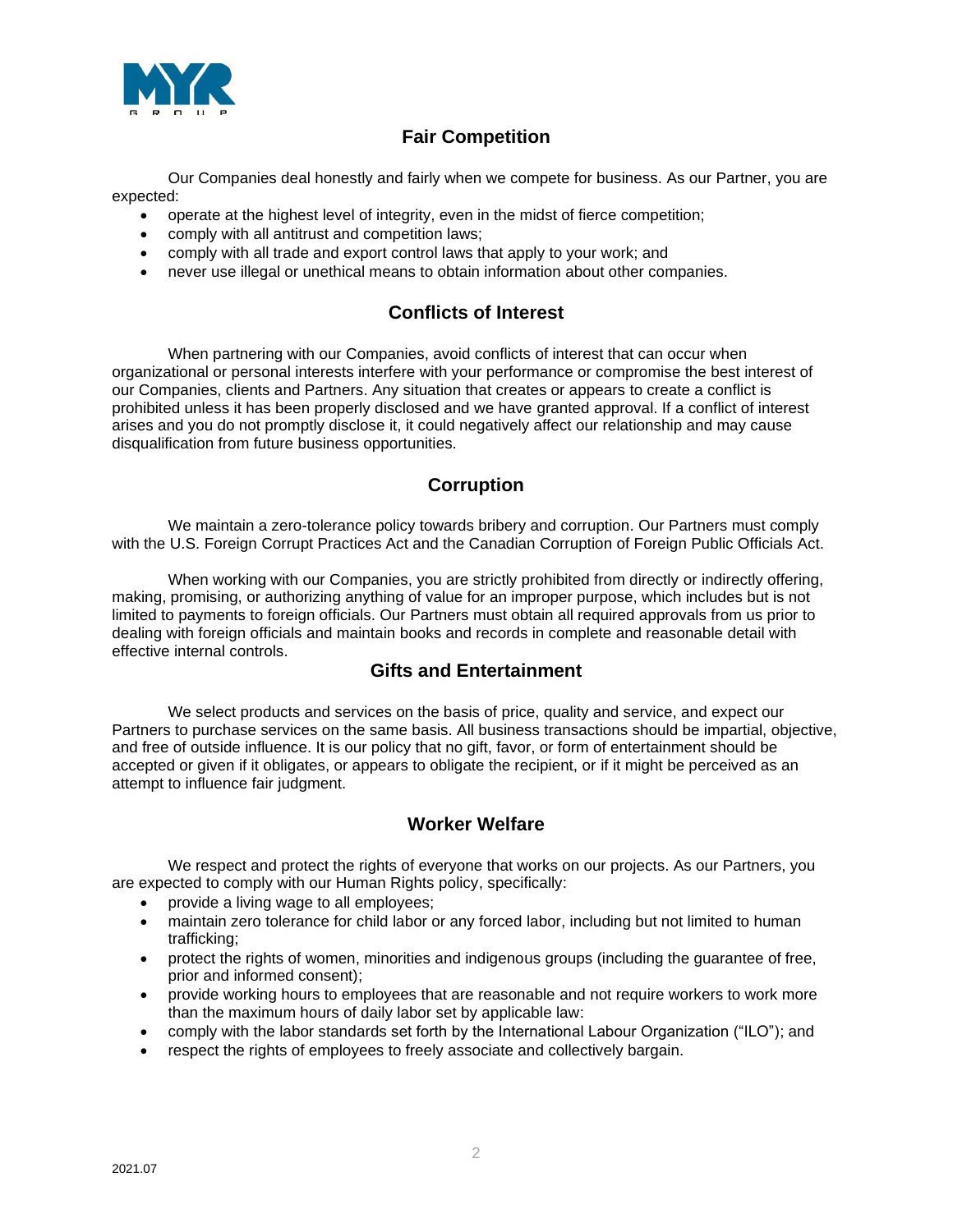## Fair Competition

Our Companies deal honestly and fairly when we compete for business. As our Partner, you are expected:

- operate at the highest level of integrity, even in the midst of fierce competition;
- comply with all antitrust and competition laws;
- comply with all trade and export control laws that apply to your work; and
- never use illegal or unethical means to obtain information about other companies.

## Conflicts of Interest

When partnering with our Companies, avoid conflicts of interest that can occur when organizational or personal interests interfere with your performance or compromise the best interest of our Companies, clients and Partners. Any situation that creates or appears to create a conflict is prohibited unless it has been properly disclosed and we have granted approval. If a conflict of interest arises and you do not promptly disclose it, it could negatively affect our relationship and may cause disqualification from future business opportunities.

## Corruption

We maintain a zero-tolerance policy towards bribery and corruption. Our Partners must comply with the U.S. Foreign Corrupt Practices Act and the Canadian Corruption of Foreign Public Officials Act.

When working with our Companies, you are strictly prohibited from directly or indirectly offering, making, promising, or authorizing anything of value for an improper purpose, which includes but is not limited to payments to foreign officials. Our Partners must obtain all required approvals from us prior to dealing with foreign officials and maintain books and records in complete and reasonable detail with effective internal controls.

## Gifts and Entertainment

We select products and services on the basis of price, quality and service, and expect our Partners to purchase services on the same basis. All business transactions should be impartial, objective, and free of outside influence. It is our policy that no gift, favor, or form of entertainment should be accepted or given if it obligates, or appears to obligate the recipient, or if it might be perceived as an attempt to influence fair judgment.

## Worker Welfare

We respect and protect the rights of everyone that works on our projects. As our Partners, you are expected to comply with our Human Rights policy, specifically:

- provide a living wage to all employees;
- maintain zero tolerance for child labor or any forced labor, including but not limited to human trafficking;
- protect the rights of women, minorities and indigenous groups (including the guarantee of free, prior and informed consent);
- provide working hours to employees that are reasonable and not require workers to work more than the maximum hours of daily labor set by applicable law:
- comply with the labor standards set forth by the International Labour Organization ("ILO"); and
- respect the rights of employees to freely associate and collectively bargain.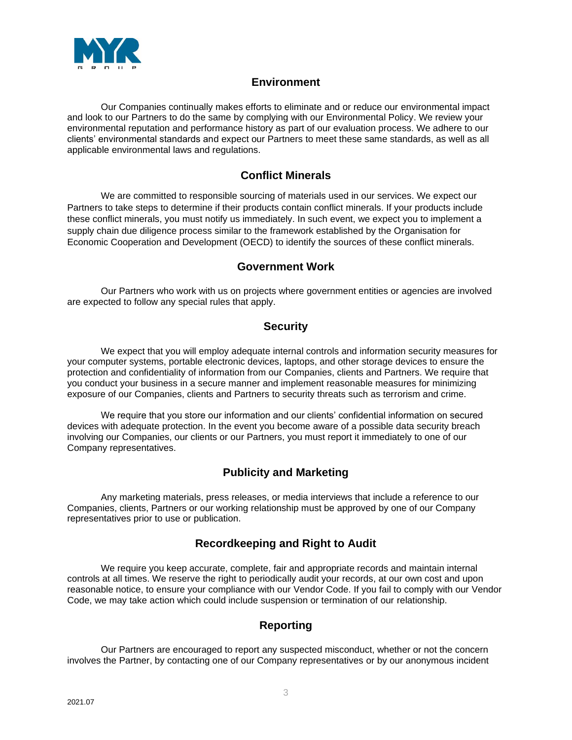## Environment

Our Companies continually makes efforts to eliminate and or reduce our environmental impact and look to our Partners to do the same by complying with our Environmental Policy. We review your environmental reputation and performance history as part of our evaluation process. We adhere to our clients' environmental standards and expect our Partners to meet these same standards, as well as all applicable environmental laws and regulations.

## Conflict Minerals

We are committed to responsible sourcing of materials used in our services. We expect our Partners to take steps to determine if their products contain conflict minerals. If your products include these conflict minerals, you must notify us immediately. In such event, we expect you to implement a supply chain due diligence process similar to the framework established by the Organisation for Economic Cooperation and Development (OECD) to identify the sources of these conflict minerals.

## Government Work

Our Partners who work with us on projects where government entities or agencies are involved are expected to follow any special rules that apply.

## Security

We expect that you will employ adequate internal controls and information security measures for your computer systems, portable electronic devices, laptops, and other storage devices to ensure the protection and confidentiality of information from our Companies, clients and Partners. We require that you conduct your business in a secure manner and implement reasonable measures for minimizing exposure of our Companies, clients and Partners to security threats such as terrorism and crime.

We require that you store our information and our clients' confidential information on secured devices with adequate protection. In the event you become aware of a possible data security breach involving our Companies, our clients or our Partners, you must report it immediately to one of our Company representatives.

## Publicity and Marketing

Any marketing materials, press releases, or media interviews that include a reference to our Companies, clients, Partners or our working relationship must be approved by one of our Company representatives prior to use or publication.

## Recordkeeping and Right to Audit

We require you keep accurate, complete, fair and appropriate records and maintain internal controls at all times. We reserve the right to periodically audit your records, at our own cost and upon reasonable notice, to ensure your compliance with our Vendor Code. If you fail to comply with our Vendor Code, we may take action which could include suspension or termination of our relationship.

## Reporting

Our Partners are encouraged to report any suspected misconduct, whether or not the concern involves the Partner, by contacting one of our Company representatives or by our anonymous incident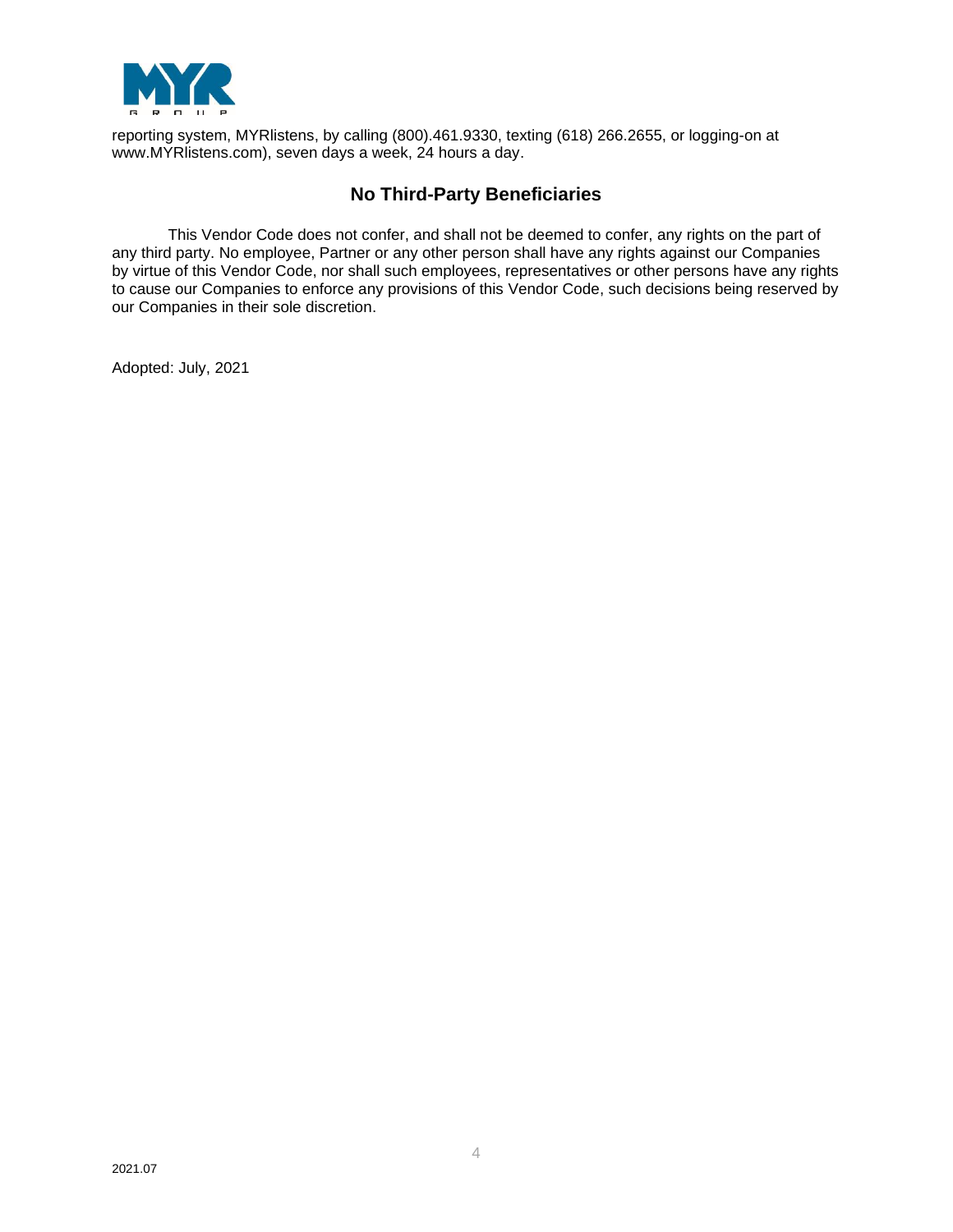reporting system, MYRlistens, by calling (800).461.9330, texting (618) 266.2655, or logging-on at www.MYRlistens.com), seven days a week, 24 hours a day.

## No Third-Party Beneficiaries

This Vendor Code does not confer, and shall not be deemed to confer, any rights on the part of any third party. No employee, Partner or any other person shall have any rights against our Companies by virtue of this Vendor Code, nor shall such employees, representatives or other persons have any rights to cause our Companies to enforce any provisions of this Vendor Code, such decisions being reserved by our Companies in their sole discretion.

Adopted: July, 2021